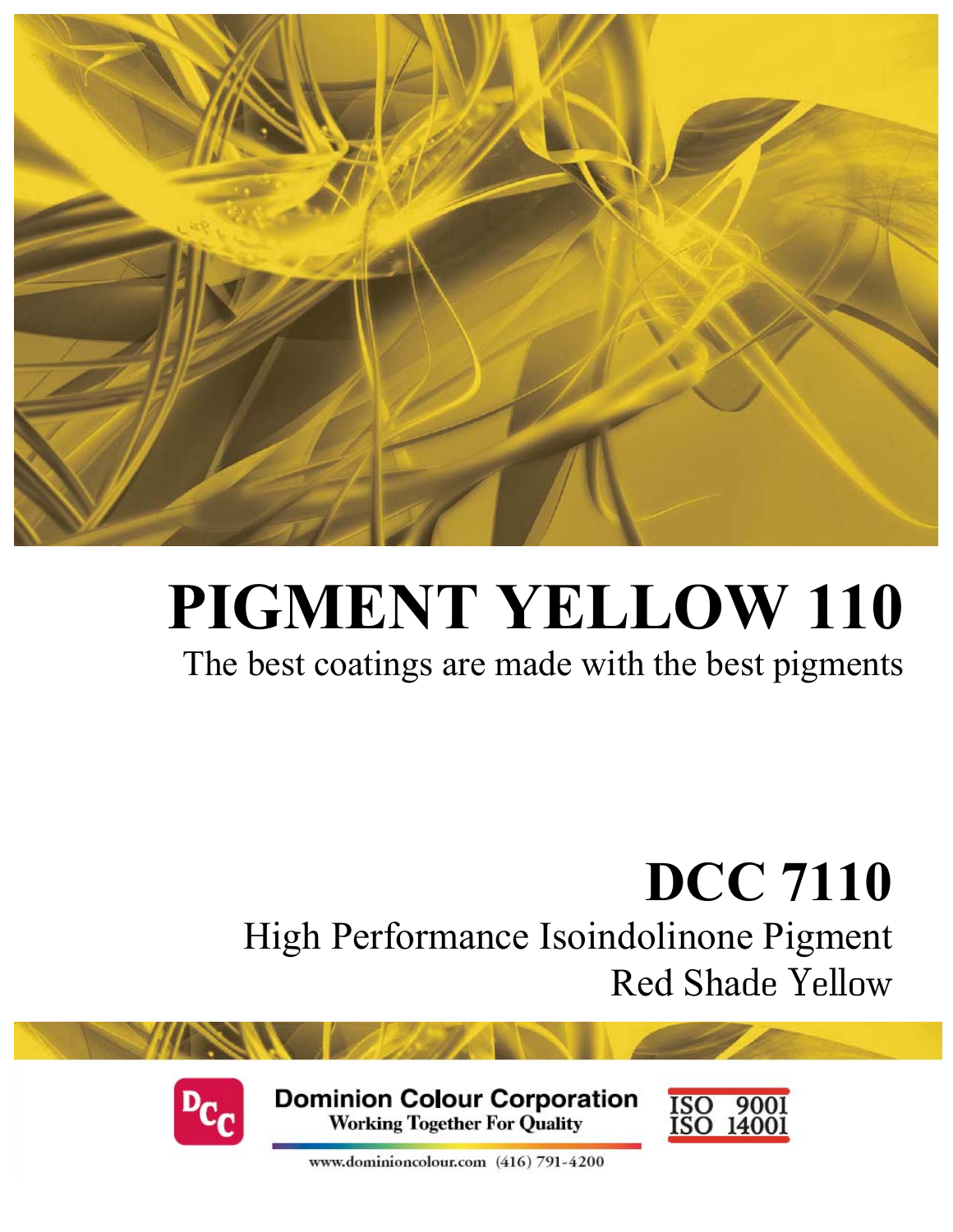# PIGMENT YELLOW 110

The best coatings are made with the best pigments

## DCC 7110

High Performance Isoindolinone Pigment
Red Shade Yellow

Dominion Colour Corporation
Working Together For Quality

ISO 9001
ISO 14001

www.dominioncolour.com (416) 791-4200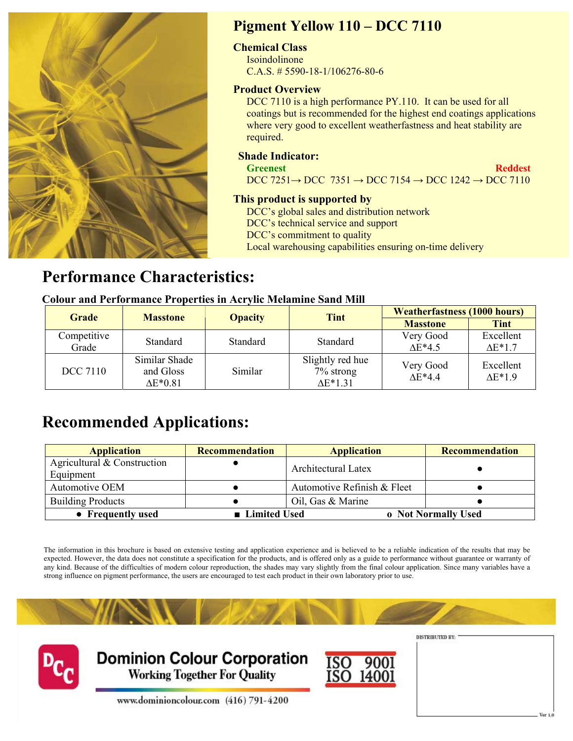# Pigment Yellow 110 – DCC 7110

**Chemical Class**

Isoindolinone
C.A.S. # 5590-18-1/106276-80-6

**Product Overview**

DCC 7110 is a high performance PY.110. It can be used for all coatings but is recommended for the highest end coatings applications where very good to excellent weatherfastness and heat stability are required.

**Shade Indicator:**

**Greenest** → **Reddest**

DCC 7251→ DCC 7351 → DCC 7154 → DCC 1242 → DCC 7110

**This product is supported by**

DCC's global sales and distribution network
DCC's technical service and support
DCC's commitment to quality
Local warehousing capabilities ensuring on-time delivery

## Performance Characteristics:

**Colour and Performance Properties in Acrylic Melamine Sand Mill**

| Grade | Masstone | Opacity | Tint | Weatherfastness (1000 hours) | |
|---|---|---|---|---|---|
| | | | | Masstone | Tint |
| Competitive Grade | Standard | Standard | Standard | Very Good ΔE*4.5 | Excellent ΔE*1.7 |
| DCC 7110 | Similar Shade and Gloss ΔE*0.81 | Similar | Slightly red hue 7% strong ΔE*1.31 | Very Good ΔE*4.4 | Excellent ΔE*1.9 |

## Recommended Applications:

| Application | Recommendation | Application | Recommendation |
|---|---|---|---|
| Agricultural & Construction Equipment | ● | Architectural Latex | ● |
| Automotive OEM | ● | Automotive Refinish & Fleet | ● |
| Building Products | ● | Oil, Gas & Marine | ● |
| ● **Frequently used** | ■ **Limited Used** | o **Not Normally Used** | |

The information in this brochure is based on extensive testing and application experience and is believed to be a reliable indication of the results that may be expected. However, the data does not constitute a specification for the products, and is offered only as a guide to performance without guarantee or warranty of any kind. Because of the difficulties of modern colour reproduction, the shades may vary slightly from the final colour application. Since many variables have a strong influence on pigment performance, the users are encouraged to test each product in their own laboratory prior to use.

**Dominion Colour Corporation**
Working Together For Quality

www.dominioncolour.com (416) 791-4200

ISO 9001
ISO 14001

DISTRIBUTED BY:

Ver 1.0